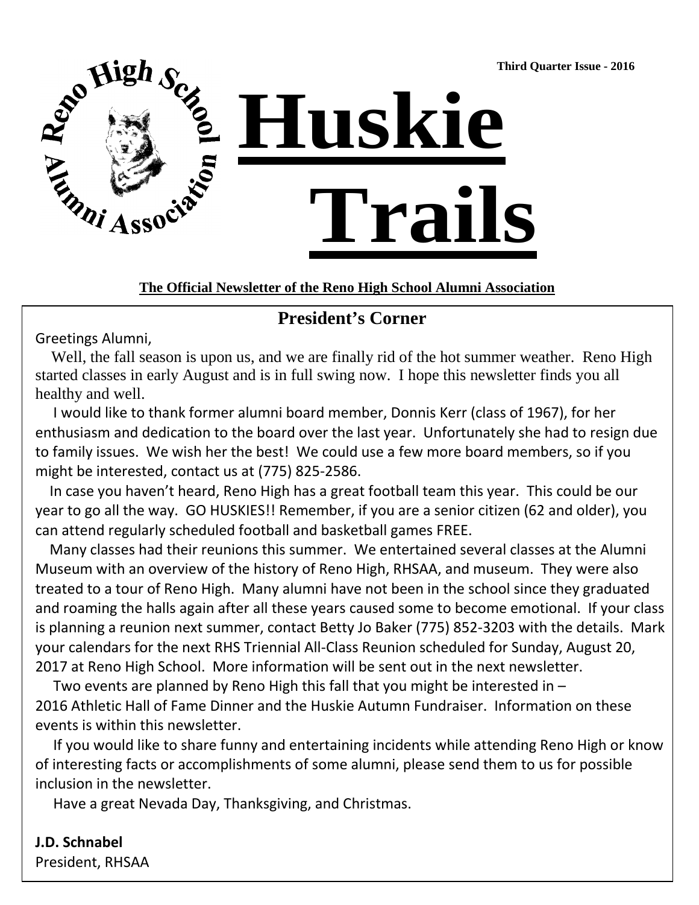Third Quarter Issue - 2016

Reno High School Alumni Association

# Huskie Trails

**The Official Newsletter of the Reno High School Alumni Association**

## President's Corner

Greetings Alumni,

Well, the fall season is upon us, and we are finally rid of the hot summer weather. Reno High started classes in early August and is in full swing now. I hope this newsletter finds you all healthy and well.

I would like to thank former alumni board member, Donnis Kerr (class of 1967), for her enthusiasm and dedication to the board over the last year. Unfortunately she had to resign due to family issues. We wish her the best! We could use a few more board members, so if you might be interested, contact us at (775) 825-2586.

In case you haven't heard, Reno High has a great football team this year. This could be our year to go all the way. GO HUSKIES!! Remember, if you are a senior citizen (62 and older), you can attend regularly scheduled football and basketball games FREE.

Many classes had their reunions this summer. We entertained several classes at the Alumni Museum with an overview of the history of Reno High, RHSAA, and museum. They were also treated to a tour of Reno High. Many alumni have not been in the school since they graduated and roaming the halls again after all these years caused some to become emotional. If your class is planning a reunion next summer, contact Betty Jo Baker (775) 852-3203 with the details. Mark your calendars for the next RHS Triennial All-Class Reunion scheduled for Sunday, August 20, 2017 at Reno High School. More information will be sent out in the next newsletter.

Two events are planned by Reno High this fall that you might be interested in – 2016 Athletic Hall of Fame Dinner and the Huskie Autumn Fundraiser. Information on these events is within this newsletter.

If you would like to share funny and entertaining incidents while attending Reno High or know of interesting facts or accomplishments of some alumni, please send them to us for possible inclusion in the newsletter.

Have a great Nevada Day, Thanksgiving, and Christmas.

**J.D. Schnabel**
President, RHSAA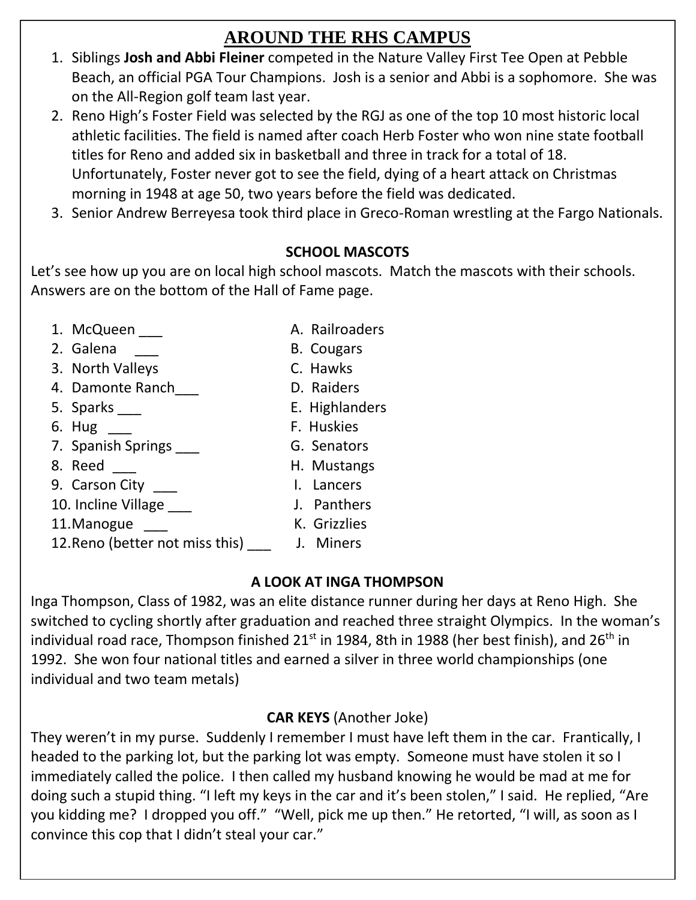## AROUND THE RHS CAMPUS

1. Siblings **Josh and Abbi Fleiner** competed in the Nature Valley First Tee Open at Pebble Beach, an official PGA Tour Champions. Josh is a senior and Abbi is a sophomore. She was on the All-Region golf team last year.
2. Reno High's Foster Field was selected by the RGJ as one of the top 10 most historic local athletic facilities. The field is named after coach Herb Foster who won nine state football titles for Reno and added six in basketball and three in track for a total of 18. Unfortunately, Foster never got to see the field, dying of a heart attack on Christmas morning in 1948 at age 50, two years before the field was dedicated.
3. Senior Andrew Berreyesa took third place in Greco-Roman wrestling at the Fargo Nationals.

### SCHOOL MASCOTS

Let's see how up you are on local high school mascots. Match the mascots with their schools. Answers are on the bottom of the Hall of Fame page.

| | |
|---|---|
| 1. McQueen ___ | A. Railroaders |
| 2. Galena ___ | B. Cougars |
| 3. North Valleys | C. Hawks |
| 4. Damonte Ranch___ | D. Raiders |
| 5. Sparks ___ | E. Highlanders |
| 6. Hug ___ | F. Huskies |
| 7. Spanish Springs ___ | G. Senators |
| 8. Reed ___ | H. Mustangs |
| 9. Carson City ___ | I. Lancers |
| 10. Incline Village ___ | J. Panthers |
| 11.Manogue ___ | K. Grizzlies |
| 12.Reno (better not miss this) ___ | J. Miners |

### A LOOK AT INGA THOMPSON

Inga Thompson, Class of 1982, was an elite distance runner during her days at Reno High. She switched to cycling shortly after graduation and reached three straight Olympics. In the woman's individual road race, Thompson finished 21st in 1984, 8th in 1988 (her best finish), and 26th in 1992. She won four national titles and earned a silver in three world championships (one individual and two team metals)

### CAR KEYS (Another Joke)

They weren't in my purse. Suddenly I remember I must have left them in the car. Frantically, I headed to the parking lot, but the parking lot was empty. Someone must have stolen it so I immediately called the police. I then called my husband knowing he would be mad at me for doing such a stupid thing. "I left my keys in the car and it's been stolen," I said. He replied, "Are you kidding me? I dropped you off." "Well, pick me up then." He retorted, "I will, as soon as I convince this cop that I didn't steal your car."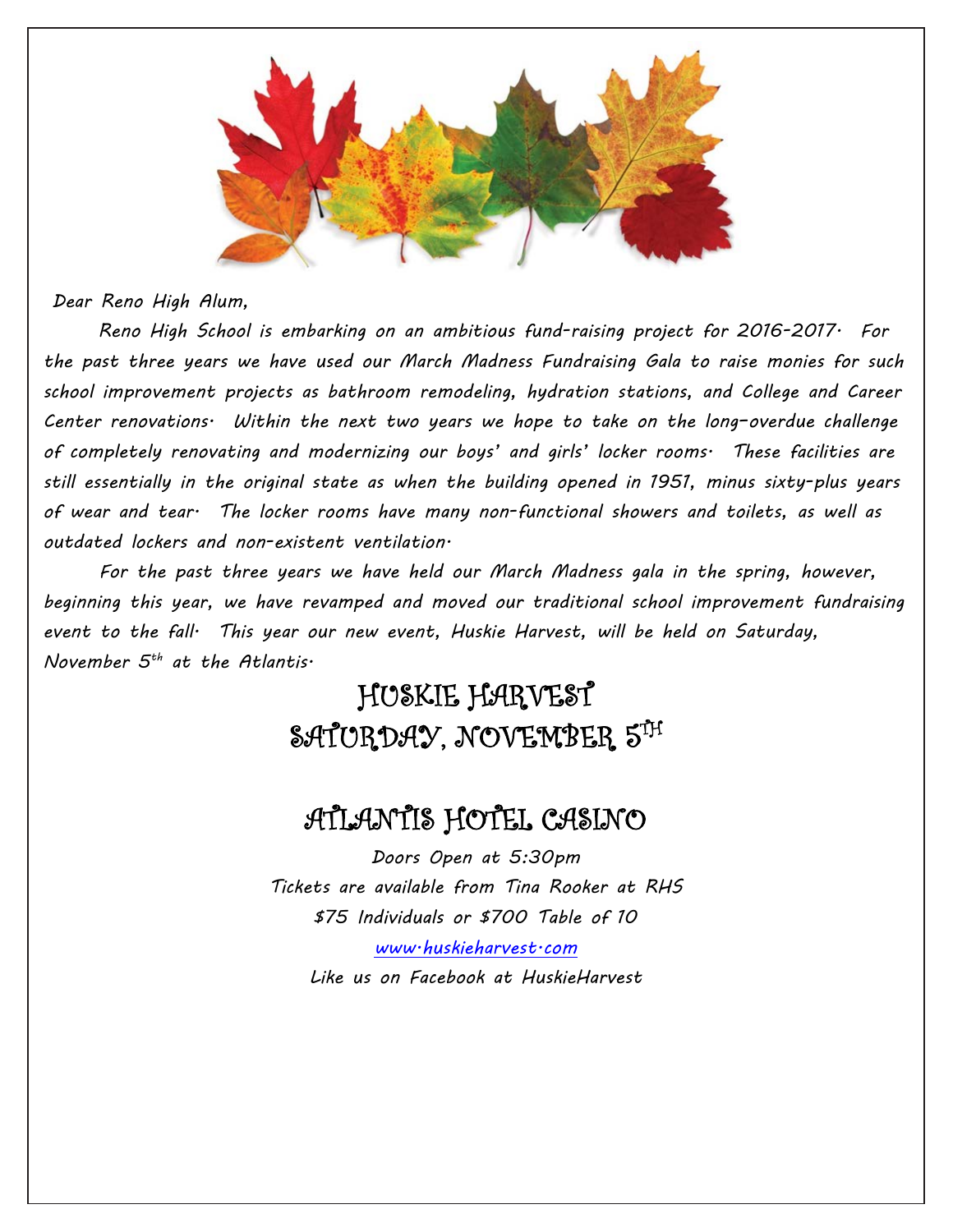Dear Reno High Alum,

Reno High School is embarking on an ambitious fund-raising project for 2016-2017. For the past three years we have used our March Madness Fundraising Gala to raise monies for such school improvement projects as bathroom remodeling, hydration stations, and College and Career Center renovations. Within the next two years we hope to take on the long-overdue challenge of completely renovating and modernizing our boys' and girls' locker rooms. These facilities are still essentially in the original state as when the building opened in 1951, minus sixty-plus years of wear and tear. The locker rooms have many non-functional showers and toilets, as well as outdated lockers and non-existent ventilation.

For the past three years we have held our March Madness gala in the spring, however, beginning this year, we have revamped and moved our traditional school improvement fundraising event to the fall. This year our new event, Huskie Harvest, will be held on Saturday, November 5th at the Atlantis.

# HUSKIE HARVEST

# SATURDAY, NOVEMBER 5TH

# ATLANTIS HOTEL CASINO

Doors Open at 5:30pm

Tickets are available from Tina Rooker at RHS

$75 Individuals or $700 Table of 10

www.huskieharvest.com

Like us on Facebook at HuskieHarvest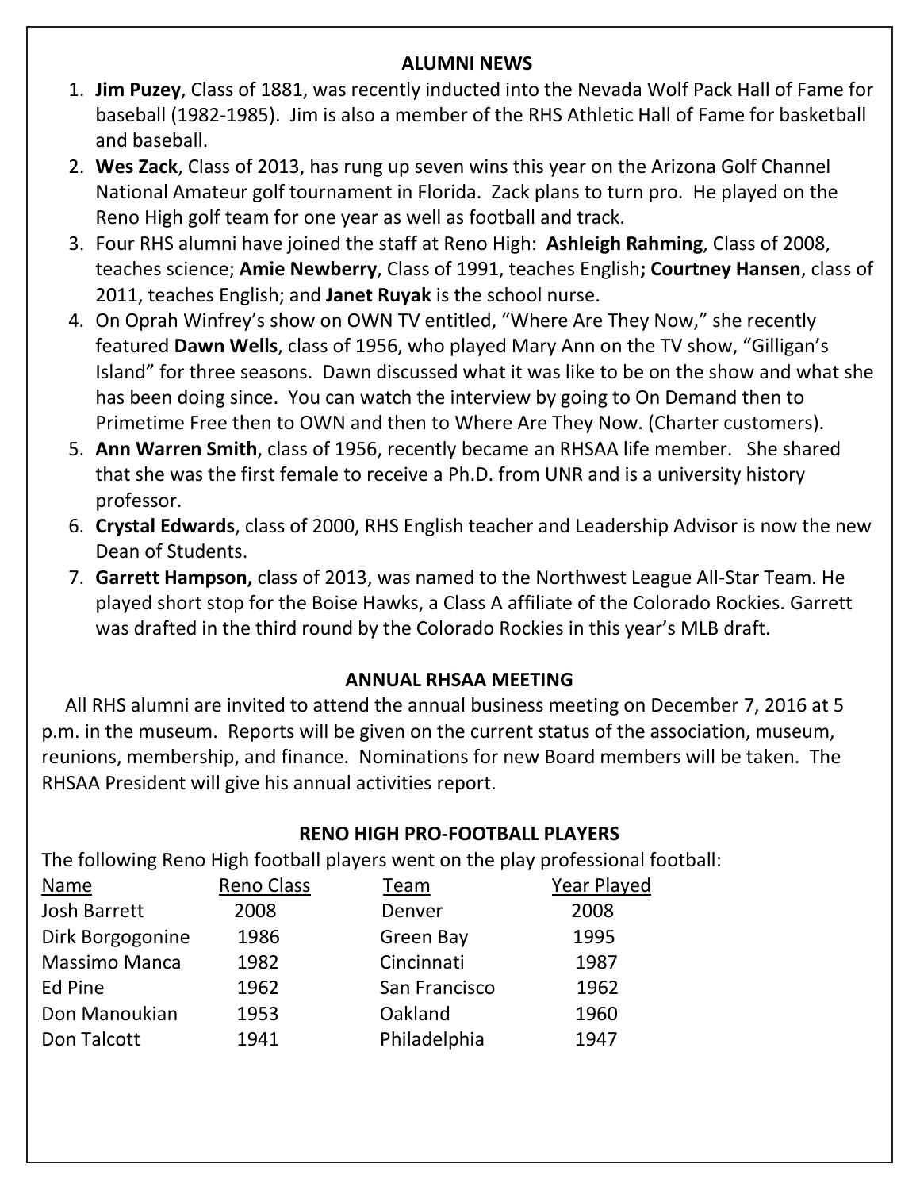## ALUMNI NEWS

1. **Jim Puzey**, Class of 1881, was recently inducted into the Nevada Wolf Pack Hall of Fame for baseball (1982-1985). Jim is also a member of the RHS Athletic Hall of Fame for basketball and baseball.
2. **Wes Zack**, Class of 2013, has rung up seven wins this year on the Arizona Golf Channel National Amateur golf tournament in Florida. Zack plans to turn pro. He played on the Reno High golf team for one year as well as football and track.
3. Four RHS alumni have joined the staff at Reno High: **Ashleigh Rahming**, Class of 2008, teaches science; **Amie Newberry**, Class of 1991, teaches English**; Courtney Hansen**, class of 2011, teaches English; and **Janet Ruyak** is the school nurse.
4. On Oprah Winfrey's show on OWN TV entitled, "Where Are They Now," she recently featured **Dawn Wells**, class of 1956, who played Mary Ann on the TV show, "Gilligan's Island" for three seasons. Dawn discussed what it was like to be on the show and what she has been doing since. You can watch the interview by going to On Demand then to Primetime Free then to OWN and then to Where Are They Now. (Charter customers).
5. **Ann Warren Smith**, class of 1956, recently became an RHSAA life member. She shared that she was the first female to receive a Ph.D. from UNR and is a university history professor.
6. **Crystal Edwards**, class of 2000, RHS English teacher and Leadership Advisor is now the new Dean of Students.
7. **Garrett Hampson,** class of 2013, was named to the Northwest League All-Star Team. He played short stop for the Boise Hawks, a Class A affiliate of the Colorado Rockies. Garrett was drafted in the third round by the Colorado Rockies in this year's MLB draft.

## ANNUAL RHSAA MEETING

All RHS alumni are invited to attend the annual business meeting on December 7, 2016 at 5 p.m. in the museum. Reports will be given on the current status of the association, museum, reunions, membership, and finance. Nominations for new Board members will be taken. The RHSAA President will give his annual activities report.

## RENO HIGH PRO-FOOTBALL PLAYERS

The following Reno High football players went on the play professional football:

| Name | Reno Class | Team | Year Played |
|---|---|---|---|
| Josh Barrett | 2008 | Denver | 2008 |
| Dirk Borgogonine | 1986 | Green Bay | 1995 |
| Massimo Manca | 1982 | Cincinnati | 1987 |
| Ed Pine | 1962 | San Francisco | 1962 |
| Don Manoukian | 1953 | Oakland | 1960 |
| Don Talcott | 1941 | Philadelphia | 1947 |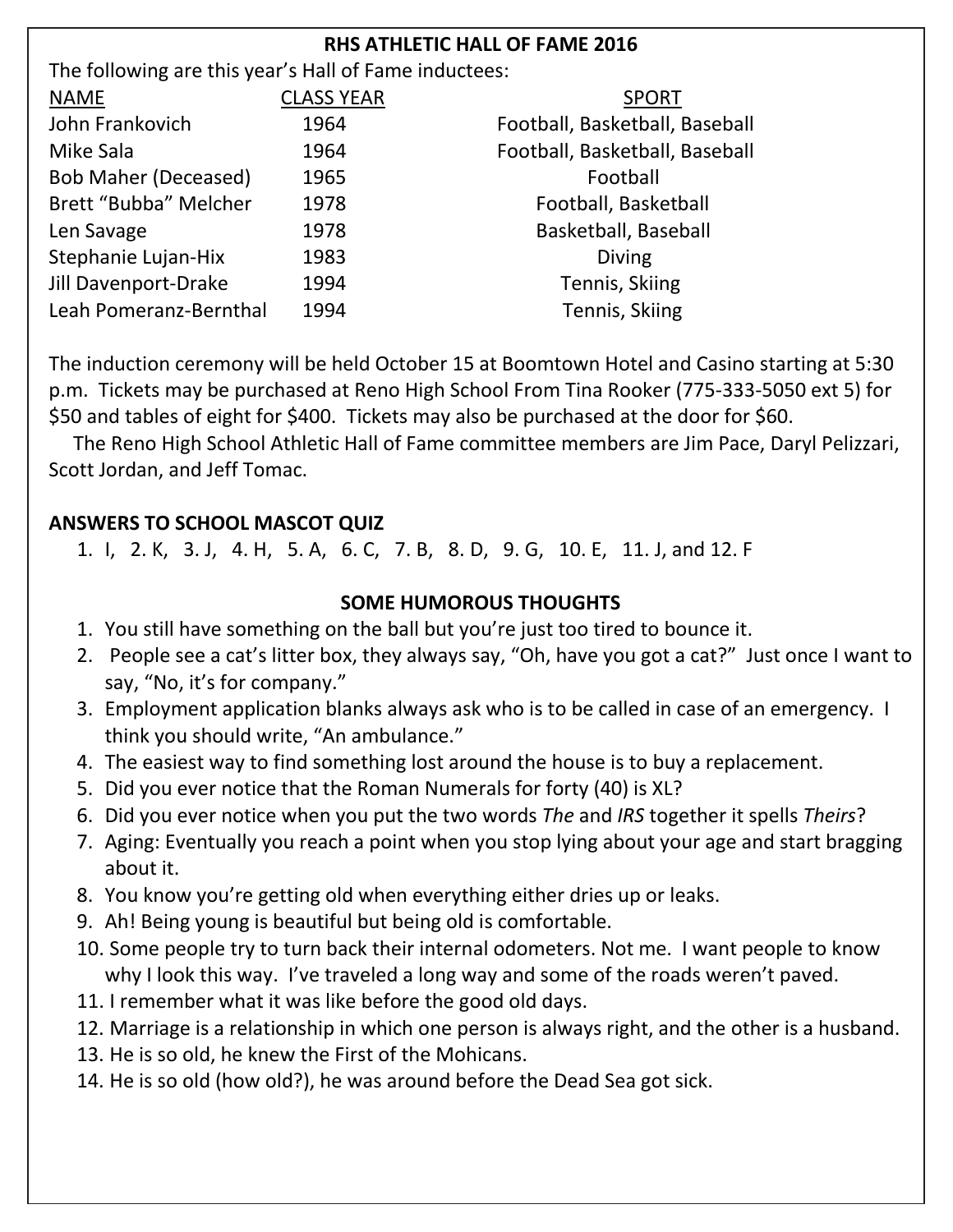## RHS ATHLETIC HALL OF FAME 2016

The following are this year's Hall of Fame inductees:

| NAME | CLASS YEAR | SPORT |
|---|---|---|
| John Frankovich | 1964 | Football, Basketball, Baseball |
| Mike Sala | 1964 | Football, Basketball, Baseball |
| Bob Maher (Deceased) | 1965 | Football |
| Brett "Bubba" Melcher | 1978 | Football, Basketball |
| Len Savage | 1978 | Basketball, Baseball |
| Stephanie Lujan-Hix | 1983 | Diving |
| Jill Davenport-Drake | 1994 | Tennis, Skiing |
| Leah Pomeranz-Bernthal | 1994 | Tennis, Skiing |

The induction ceremony will be held October 15 at Boomtown Hotel and Casino starting at 5:30 p.m. Tickets may be purchased at Reno High School From Tina Rooker (775-333-5050 ext 5) for $50 and tables of eight for $400. Tickets may also be purchased at the door for $60.

The Reno High School Athletic Hall of Fame committee members are Jim Pace, Daryl Pelizzari, Scott Jordan, and Jeff Tomac.

**ANSWERS TO SCHOOL MASCOT QUIZ**

1. I, 2. K, 3. J, 4. H, 5. A, 6. C, 7. B, 8. D, 9. G, 10. E, 11. J, and 12. F

## SOME HUMOROUS THOUGHTS

1. You still have something on the ball but you're just too tired to bounce it.
2. People see a cat's litter box, they always say, "Oh, have you got a cat?" Just once I want to say, "No, it's for company."
3. Employment application blanks always ask who is to be called in case of an emergency. I think you should write, "An ambulance."
4. The easiest way to find something lost around the house is to buy a replacement.
5. Did you ever notice that the Roman Numerals for forty (40) is XL?
6. Did you ever notice when you put the two words *The* and *IRS* together it spells *Theirs*?
7. Aging: Eventually you reach a point when you stop lying about your age and start bragging about it.
8. You know you're getting old when everything either dries up or leaks.
9. Ah! Being young is beautiful but being old is comfortable.
10. Some people try to turn back their internal odometers. Not me. I want people to know why I look this way. I've traveled a long way and some of the roads weren't paved.
11. I remember what it was like before the good old days.
12. Marriage is a relationship in which one person is always right, and the other is a husband.
13. He is so old, he knew the First of the Mohicans.
14. He is so old (how old?), he was around before the Dead Sea got sick.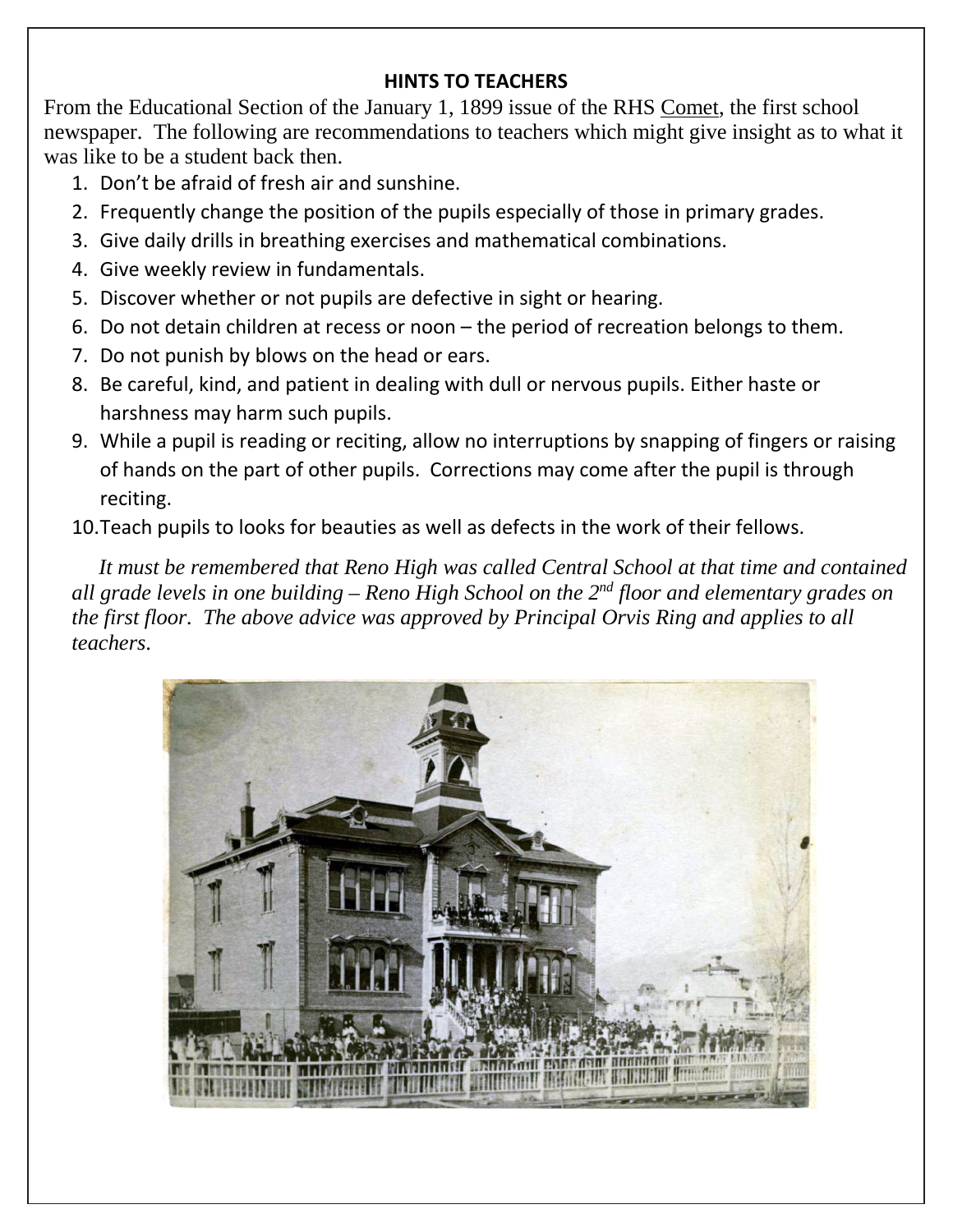## HINTS TO TEACHERS

From the Educational Section of the January 1, 1899 issue of the RHS Comet, the first school newspaper. The following are recommendations to teachers which might give insight as to what it was like to be a student back then.

1. Don't be afraid of fresh air and sunshine.
2. Frequently change the position of the pupils especially of those in primary grades.
3. Give daily drills in breathing exercises and mathematical combinations.
4. Give weekly review in fundamentals.
5. Discover whether or not pupils are defective in sight or hearing.
6. Do not detain children at recess or noon – the period of recreation belongs to them.
7. Do not punish by blows on the head or ears.
8. Be careful, kind, and patient in dealing with dull or nervous pupils. Either haste or harshness may harm such pupils.
9. While a pupil is reading or reciting, allow no interruptions by snapping of fingers or raising of hands on the part of other pupils. Corrections may come after the pupil is through reciting.
10. Teach pupils to looks for beauties as well as defects in the work of their fellows.

*It must be remembered that Reno High was called Central School at that time and contained all grade levels in one building – Reno High School on the 2nd floor and elementary grades on the first floor. The above advice was approved by Principal Orvis Ring and applies to all teachers.*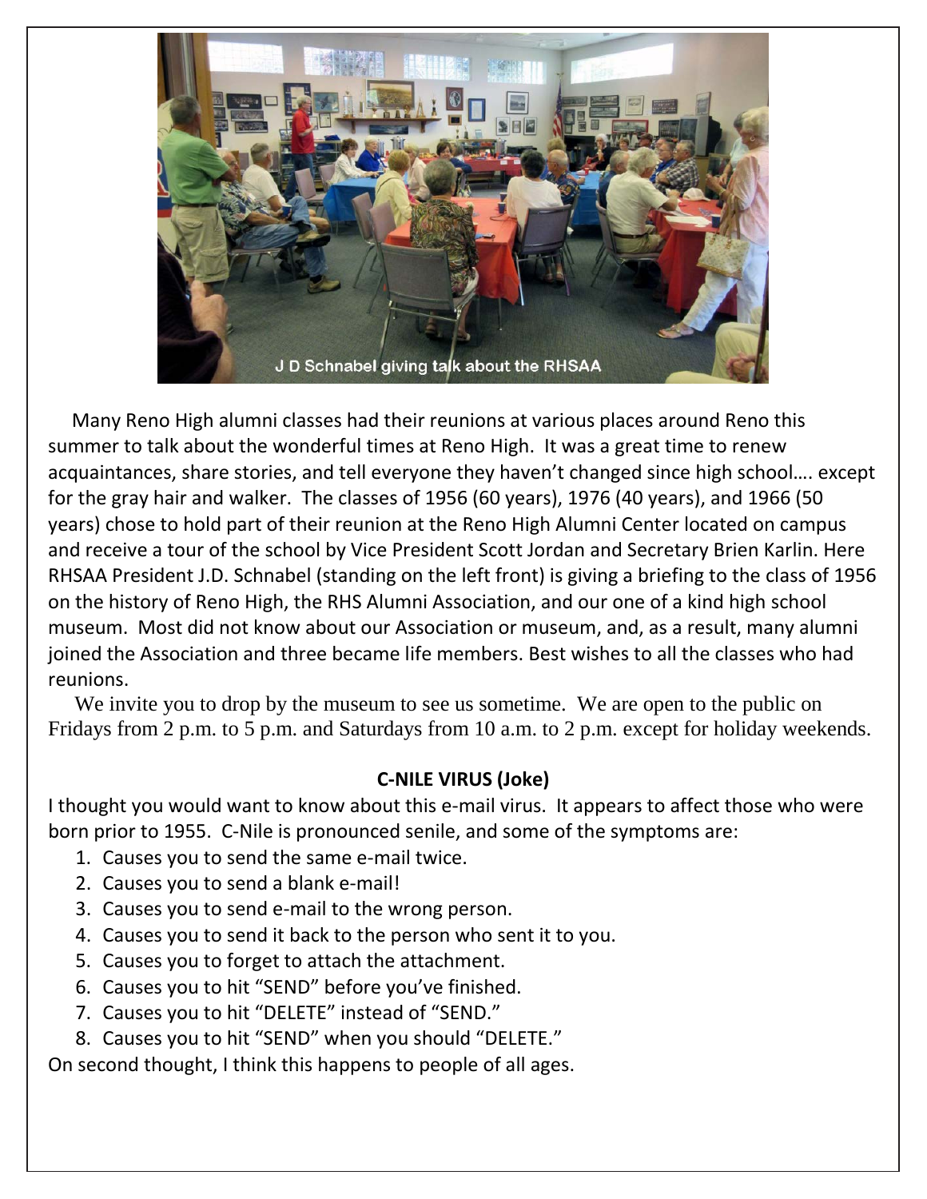J D Schnabel giving talk about the RHSAA

Many Reno High alumni classes had their reunions at various places around Reno this summer to talk about the wonderful times at Reno High. It was a great time to renew acquaintances, share stories, and tell everyone they haven't changed since high school…. except for the gray hair and walker. The classes of 1956 (60 years), 1976 (40 years), and 1966 (50 years) chose to hold part of their reunion at the Reno High Alumni Center located on campus and receive a tour of the school by Vice President Scott Jordan and Secretary Brien Karlin. Here RHSAA President J.D. Schnabel (standing on the left front) is giving a briefing to the class of 1956 on the history of Reno High, the RHS Alumni Association, and our one of a kind high school museum. Most did not know about our Association or museum, and, as a result, many alumni joined the Association and three became life members. Best wishes to all the classes who had reunions.

We invite you to drop by the museum to see us sometime. We are open to the public on Fridays from 2 p.m. to 5 p.m. and Saturdays from 10 a.m. to 2 p.m. except for holiday weekends.

**C-NILE VIRUS (Joke)**

I thought you would want to know about this e-mail virus. It appears to affect those who were born prior to 1955. C-Nile is pronounced senile, and some of the symptoms are:

1. Causes you to send the same e-mail twice.
2. Causes you to send a blank e-mail!
3. Causes you to send e-mail to the wrong person.
4. Causes you to send it back to the person who sent it to you.
5. Causes you to forget to attach the attachment.
6. Causes you to hit "SEND" before you've finished.
7. Causes you to hit "DELETE" instead of "SEND."
8. Causes you to hit "SEND" when you should "DELETE."

On second thought, I think this happens to people of all ages.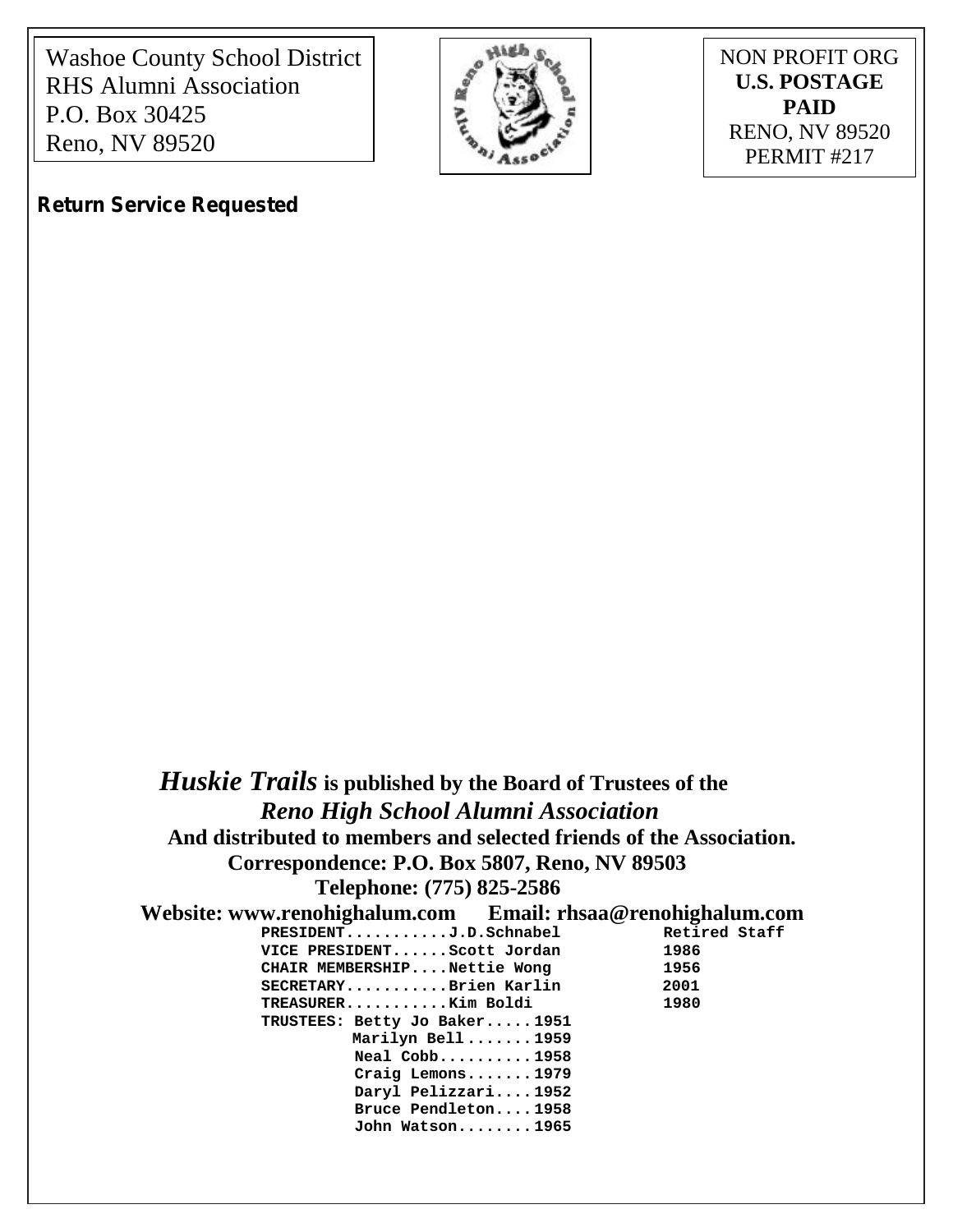Washoe County School District
RHS Alumni Association
P.O. Box 30425
Reno, NV 89520

NON PROFIT ORG
**U.S. POSTAGE**
**PAID**
RENO, NV 89520
PERMIT #217

**Return Service Requested**

***Huskie Trails*** **is published by the Board of Trustees of the**
***Reno High School Alumni Association***
**And distributed to members and selected friends of the Association.**
**Correspondence: P.O. Box 5807, Reno, NV 89503**
**Telephone: (775) 825-2586**
**Website: www.renohighalum.com Email: rhsaa@renohighalum.com**

| | | |
|---|---|---|
| PRESIDENT | J.D.Schnabel | Retired Staff |
| VICE PRESIDENT | Scott Jordan | 1986 |
| CHAIR MEMBERSHIP | Nettie Wong | 1956 |
| SECRETARY | Brien Karlin | 2001 |
| TREASURER | Kim Boldi | 1980 |
| TRUSTEES | Betty Jo Baker | 1951 |
| | Marilyn Bell | 1959 |
| | Neal Cobb | 1958 |
| | Craig Lemons | 1979 |
| | Daryl Pelizzari | 1952 |
| | Bruce Pendleton | 1958 |
| | John Watson | 1965 |